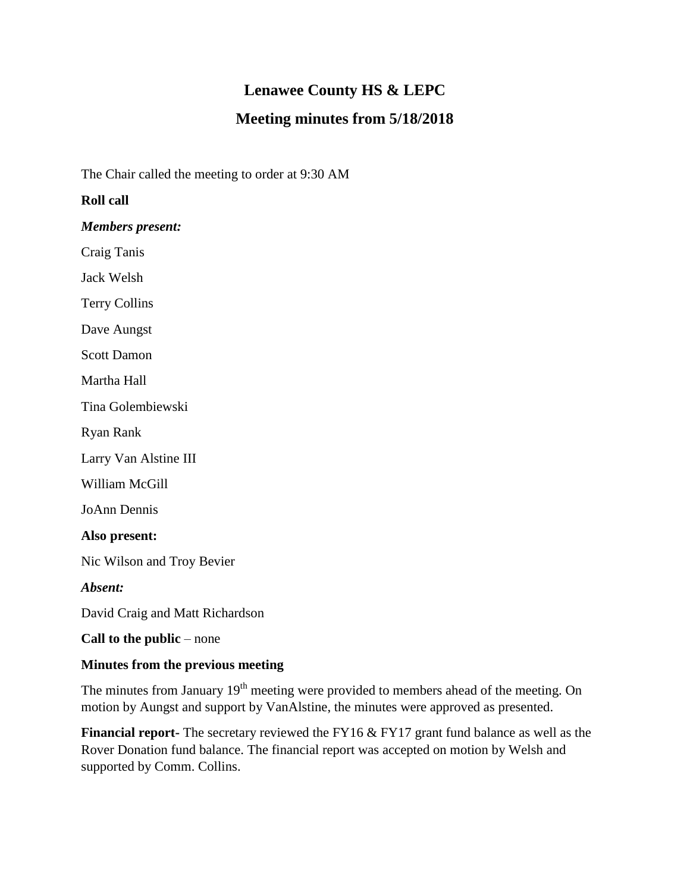# Lenawee County HS & LEPC

## Meeting minutes from 5/18/2018

The Chair called the meeting to order at 9:30 AM

**Roll call**

***Members present:***

Craig Tanis

Jack Welsh

Terry Collins

Dave Aungst

Scott Damon

Martha Hall

Tina Golembiewski

Ryan Rank

Larry Van Alstine III

William McGill

JoAnn Dennis

**Also present:**

Nic Wilson and Troy Bevier

***Absent:***

David Craig and Matt Richardson

**Call to the public** – none

**Minutes from the previous meeting**

The minutes from January 19th meeting were provided to members ahead of the meeting. On motion by Aungst and support by VanAlstine, the minutes were approved as presented.

**Financial report**- The secretary reviewed the FY16 & FY17 grant fund balance as well as the Rover Donation fund balance. The financial report was accepted on motion by Welsh and supported by Comm. Collins.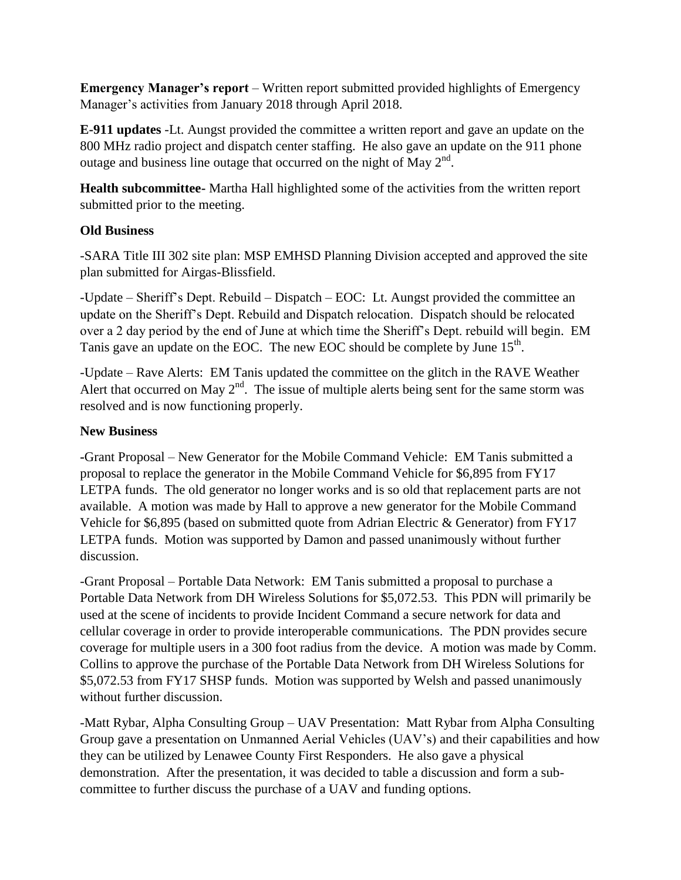**Emergency Manager's report** – Written report submitted provided highlights of Emergency Manager's activities from January 2018 through April 2018.

**E-911 updates** -Lt. Aungst provided the committee a written report and gave an update on the 800 MHz radio project and dispatch center staffing. He also gave an update on the 911 phone outage and business line outage that occurred on the night of May 2nd.

**Health subcommittee-** Martha Hall highlighted some of the activities from the written report submitted prior to the meeting.

**Old Business**

-SARA Title III 302 site plan: MSP EMHSD Planning Division accepted and approved the site plan submitted for Airgas-Blissfield.

-Update – Sheriff's Dept. Rebuild – Dispatch – EOC: Lt. Aungst provided the committee an update on the Sheriff's Dept. Rebuild and Dispatch relocation. Dispatch should be relocated over a 2 day period by the end of June at which time the Sheriff's Dept. rebuild will begin. EM Tanis gave an update on the EOC. The new EOC should be complete by June 15th.

-Update – Rave Alerts: EM Tanis updated the committee on the glitch in the RAVE Weather Alert that occurred on May 2nd. The issue of multiple alerts being sent for the same storm was resolved and is now functioning properly.

**New Business**

-Grant Proposal – New Generator for the Mobile Command Vehicle: EM Tanis submitted a proposal to replace the generator in the Mobile Command Vehicle for $6,895 from FY17 LETPA funds. The old generator no longer works and is so old that replacement parts are not available. A motion was made by Hall to approve a new generator for the Mobile Command Vehicle for $6,895 (based on submitted quote from Adrian Electric & Generator) from FY17 LETPA funds. Motion was supported by Damon and passed unanimously without further discussion.

-Grant Proposal – Portable Data Network: EM Tanis submitted a proposal to purchase a Portable Data Network from DH Wireless Solutions for $5,072.53. This PDN will primarily be used at the scene of incidents to provide Incident Command a secure network for data and cellular coverage in order to provide interoperable communications. The PDN provides secure coverage for multiple users in a 300 foot radius from the device. A motion was made by Comm. Collins to approve the purchase of the Portable Data Network from DH Wireless Solutions for $5,072.53 from FY17 SHSP funds. Motion was supported by Welsh and passed unanimously without further discussion.

-Matt Rybar, Alpha Consulting Group – UAV Presentation: Matt Rybar from Alpha Consulting Group gave a presentation on Unmanned Aerial Vehicles (UAV's) and their capabilities and how they can be utilized by Lenawee County First Responders. He also gave a physical demonstration. After the presentation, it was decided to table a discussion and form a sub-committee to further discuss the purchase of a UAV and funding options.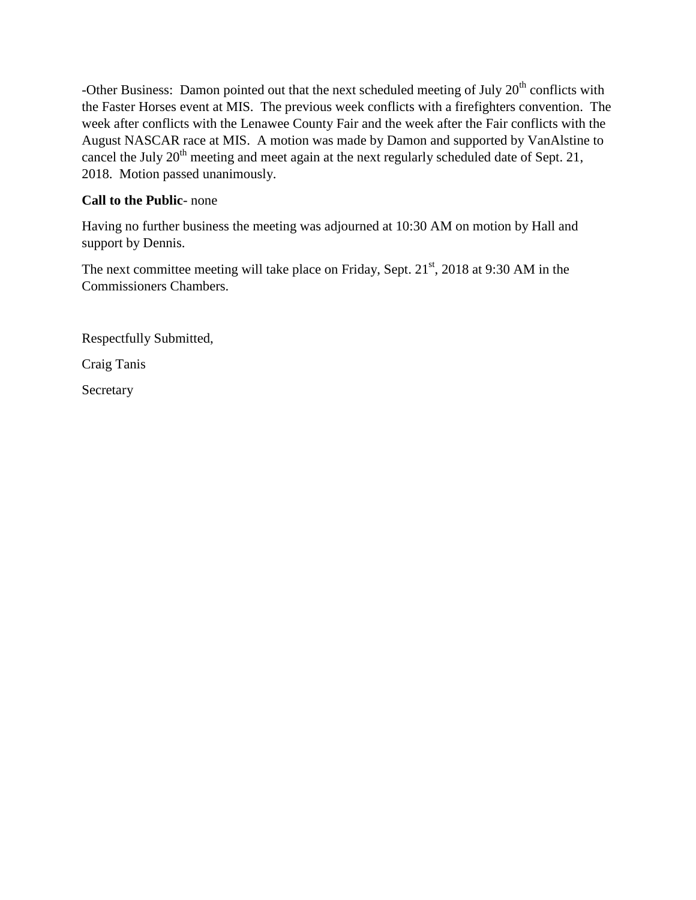-Other Business: Damon pointed out that the next scheduled meeting of July 20th conflicts with the Faster Horses event at MIS. The previous week conflicts with a firefighters convention. The week after conflicts with the Lenawee County Fair and the week after the Fair conflicts with the August NASCAR race at MIS. A motion was made by Damon and supported by VanAlstine to cancel the July 20th meeting and meet again at the next regularly scheduled date of Sept. 21, 2018. Motion passed unanimously.

**Call to the Public**- none

Having no further business the meeting was adjourned at 10:30 AM on motion by Hall and support by Dennis.

The next committee meeting will take place on Friday, Sept. 21st, 2018 at 9:30 AM in the Commissioners Chambers.

Respectfully Submitted,

Craig Tanis

Secretary